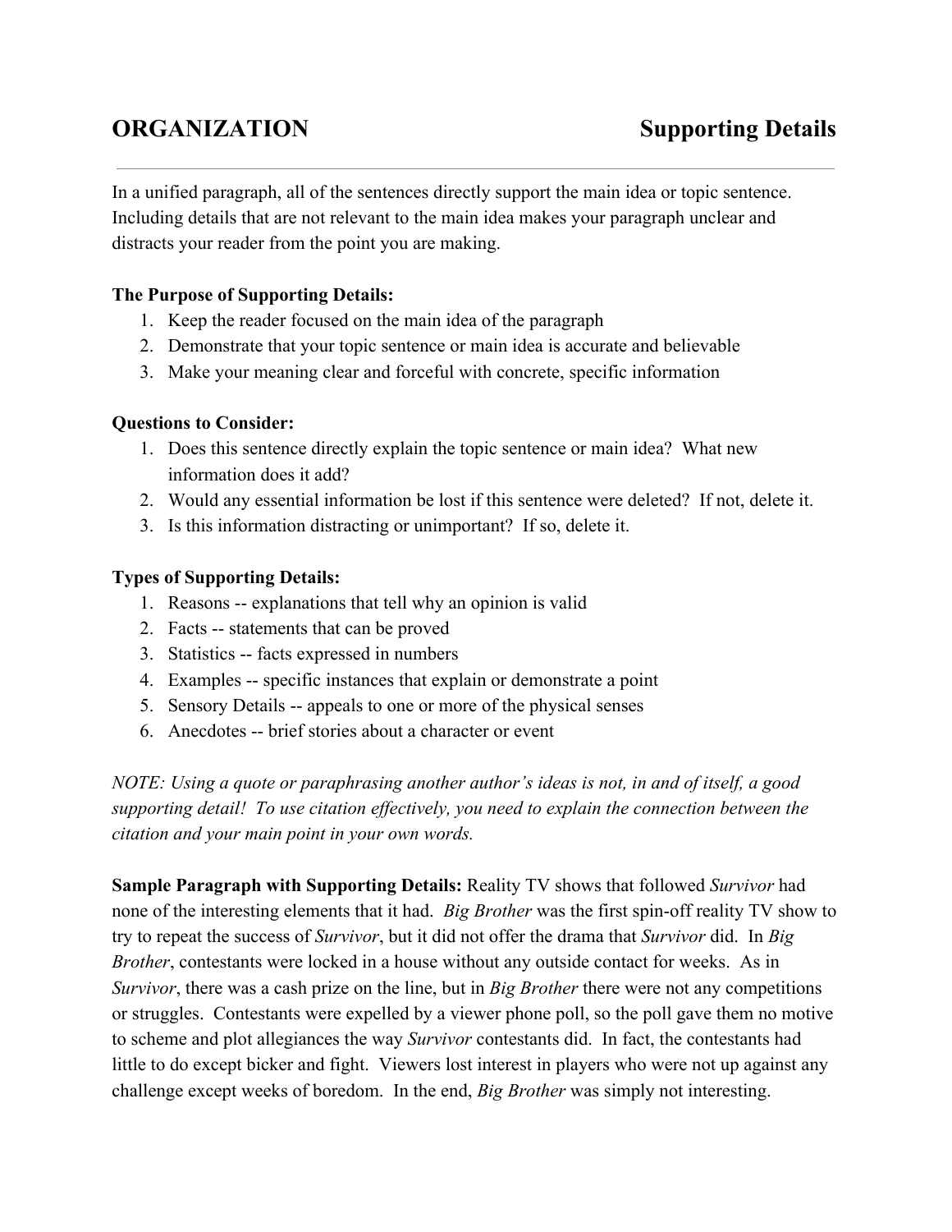# ORGANIZATION — Supporting Details

In a unified paragraph, all of the sentences directly support the main idea or topic sentence. Including details that are not relevant to the main idea makes your paragraph unclear and distracts your reader from the point you are making.

**The Purpose of Supporting Details:**

1. Keep the reader focused on the main idea of the paragraph
2. Demonstrate that your topic sentence or main idea is accurate and believable
3. Make your meaning clear and forceful with concrete, specific information

**Questions to Consider:**

1. Does this sentence directly explain the topic sentence or main idea? What new information does it add?
2. Would any essential information be lost if this sentence were deleted? If not, delete it.
3. Is this information distracting or unimportant? If so, delete it.

**Types of Supporting Details:**

1. Reasons -- explanations that tell why an opinion is valid
2. Facts -- statements that can be proved
3. Statistics -- facts expressed in numbers
4. Examples -- specific instances that explain or demonstrate a point
5. Sensory Details -- appeals to one or more of the physical senses
6. Anecdotes -- brief stories about a character or event

*NOTE: Using a quote or paraphrasing another author's ideas is not, in and of itself, a good supporting detail! To use citation effectively, you need to explain the connection between the citation and your main point in your own words.*

**Sample Paragraph with Supporting Details:** Reality TV shows that followed *Survivor* had none of the interesting elements that it had. *Big Brother* was the first spin-off reality TV show to try to repeat the success of *Survivor*, but it did not offer the drama that *Survivor* did. In *Big Brother*, contestants were locked in a house without any outside contact for weeks. As in *Survivor*, there was a cash prize on the line, but in *Big Brother* there were not any competitions or struggles. Contestants were expelled by a viewer phone poll, so the poll gave them no motive to scheme and plot allegiances the way *Survivor* contestants did. In fact, the contestants had little to do except bicker and fight. Viewers lost interest in players who were not up against any challenge except weeks of boredom. In the end, *Big Brother* was simply not interesting.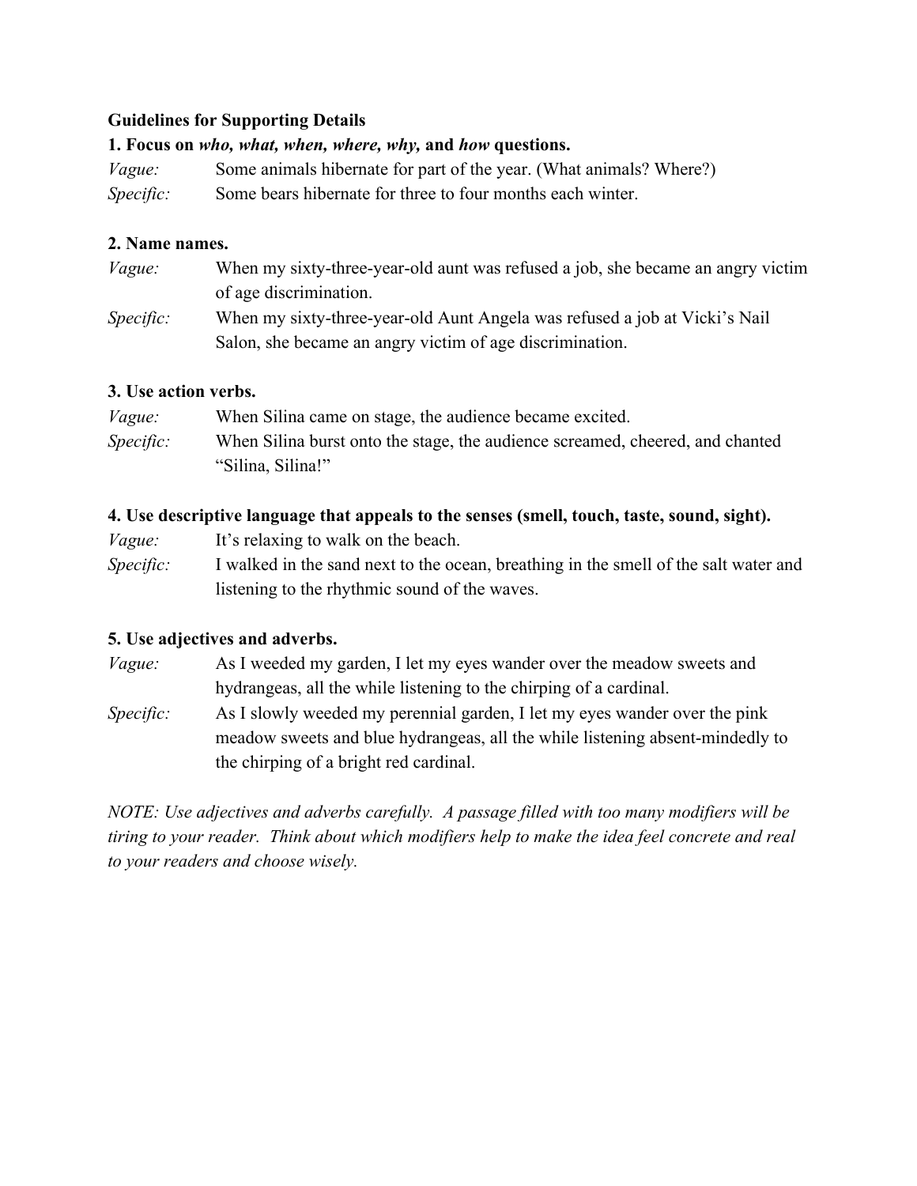**Guidelines for Supporting Details**

**1. Focus on *who, what, when, where, why,* and *how* questions.**

*Vague:* Some animals hibernate for part of the year. (What animals? Where?)

*Specific:* Some bears hibernate for three to four months each winter.

**2. Name names.**

*Vague:* When my sixty-three-year-old aunt was refused a job, she became an angry victim of age discrimination.

*Specific:* When my sixty-three-year-old Aunt Angela was refused a job at Vicki's Nail Salon, she became an angry victim of age discrimination.

**3. Use action verbs.**

*Vague:* When Silina came on stage, the audience became excited.

*Specific:* When Silina burst onto the stage, the audience screamed, cheered, and chanted "Silina, Silina!"

**4. Use descriptive language that appeals to the senses (smell, touch, taste, sound, sight).**

*Vague:* It's relaxing to walk on the beach.

*Specific:* I walked in the sand next to the ocean, breathing in the smell of the salt water and listening to the rhythmic sound of the waves.

**5. Use adjectives and adverbs.**

*Vague:* As I weeded my garden, I let my eyes wander over the meadow sweets and hydrangeas, all the while listening to the chirping of a cardinal.

*Specific:* As I slowly weeded my perennial garden, I let my eyes wander over the pink meadow sweets and blue hydrangeas, all the while listening absent-mindedly to the chirping of a bright red cardinal.

*NOTE: Use adjectives and adverbs carefully. A passage filled with too many modifiers will be tiring to your reader. Think about which modifiers help to make the idea feel concrete and real to your readers and choose wisely.*